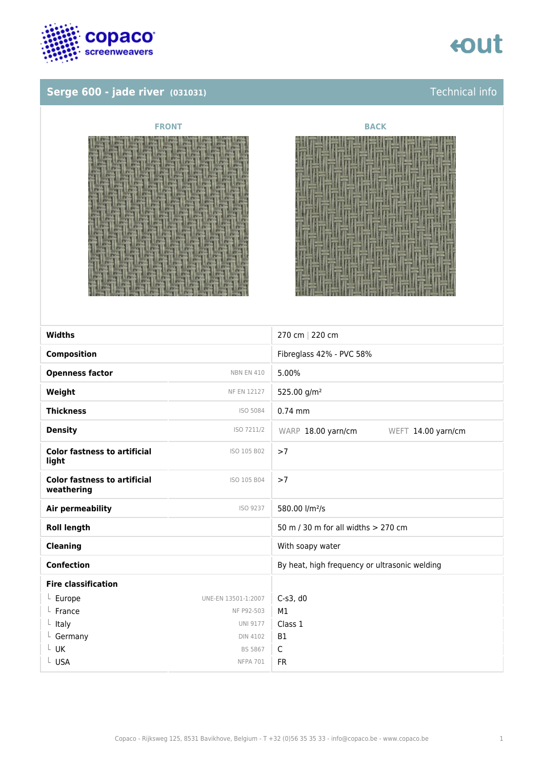## Serge 600 - jade river (031031)

Technical info

FRONT

BACK

| Property | Standard | Value |
|---|---|---|
| **Widths** | | 270 cm \| 220 cm |
| **Composition** | | Fibreglass 42% - PVC 58% |
| **Openness factor** | NBN EN 410 | 5.00% |
| **Weight** | NF EN 12127 | 525.00 g/m² |
| **Thickness** | ISO 5084 | 0.74 mm |
| **Density** | ISO 7211/2 | WARP 18.00 yarn/cm WEFT 14.00 yarn/cm |
| **Color fastness to artificial light** | ISO 105 B02 | >7 |
| **Color fastness to artificial weathering** | ISO 105 B04 | >7 |
| **Air permeability** | ISO 9237 | 580.00 l/m²/s |
| **Roll length** | | 50 m / 30 m for all widths > 270 cm |
| **Cleaning** | | With soapy water |
| **Confection** | | By heat, high frequency or ultrasonic welding |
| **Fire classification** | | |
| └ Europe | UNE-EN 13501-1:2007 | C-s3, d0 |
| └ France | NF P92-503 | M1 |
| └ Italy | UNI 9177 | Class 1 |
| └ Germany | DIN 4102 | B1 |
| └ UK | BS 5867 | C |
| └ USA | NFPA 701 | FR |

Copaco - Rijksweg 125, 8531 Bavikhove, Belgium - T +32 (0)56 35 35 33 - info@copaco.be - www.copaco.be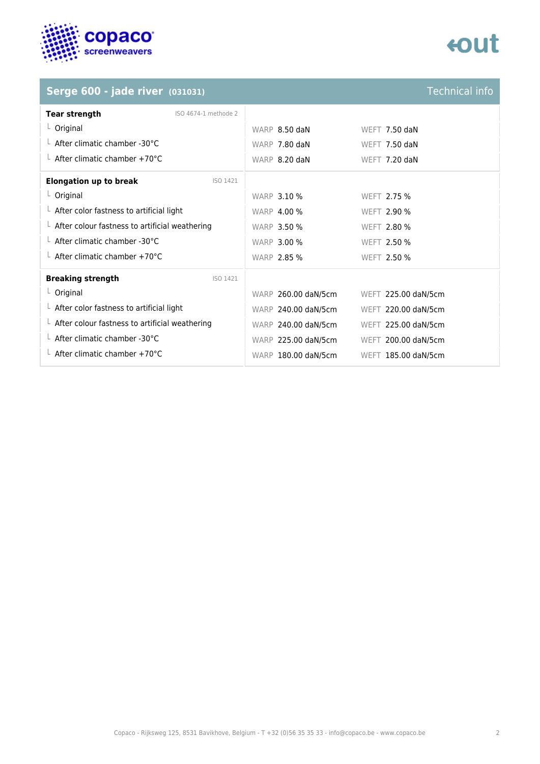## Serge 600 - jade river (031031) — Technical info

| Tear strength | ISO 4674-1 methode 2 | | |
|---|---|---|---|
| Original | | WARP 8.50 daN | WEFT 7.50 daN |
| After climatic chamber -30°C | | WARP 7.80 daN | WEFT 7.50 daN |
| After climatic chamber +70°C | | WARP 8.20 daN | WEFT 7.20 daN |

| Elongation up to break | ISO 1421 | | |
|---|---|---|---|
| Original | | WARP 3.10 % | WEFT 2.75 % |
| After color fastness to artificial light | | WARP 4.00 % | WEFT 2.90 % |
| After colour fastness to artificial weathering | | WARP 3.50 % | WEFT 2.80 % |
| After climatic chamber -30°C | | WARP 3.00 % | WEFT 2.50 % |
| After climatic chamber +70°C | | WARP 2.85 % | WEFT 2.50 % |

| Breaking strength | ISO 1421 | | |
|---|---|---|---|
| Original | | WARP 260.00 daN/5cm | WEFT 225.00 daN/5cm |
| After color fastness to artificial light | | WARP 240.00 daN/5cm | WEFT 220.00 daN/5cm |
| After colour fastness to artificial weathering | | WARP 240.00 daN/5cm | WEFT 225.00 daN/5cm |
| After climatic chamber -30°C | | WARP 225.00 daN/5cm | WEFT 200.00 daN/5cm |
| After climatic chamber +70°C | | WARP 180.00 daN/5cm | WEFT 185.00 daN/5cm |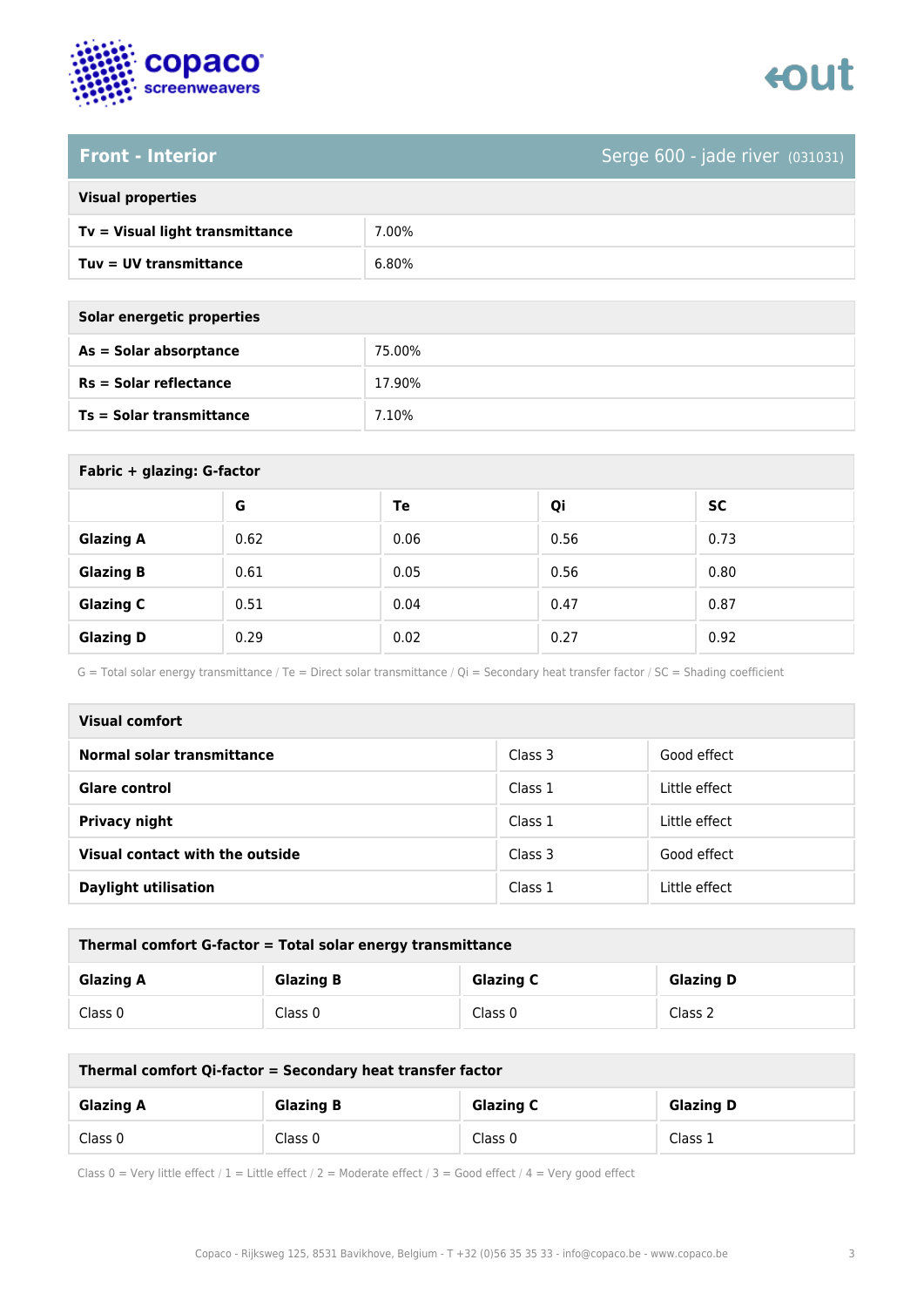## Front - Interior

Serge 600 - jade river (031031)

| Visual properties | |
|---|---|
| **Tv = Visual light transmittance** | 7.00% |
| **Tuv = UV transmittance** | 6.80% |

| Solar energetic properties | |
|---|---|
| **As = Solar absorptance** | 75.00% |
| **Rs = Solar reflectance** | 17.90% |
| **Ts = Solar transmittance** | 7.10% |

**Fabric + glazing: G-factor**

| | G | Te | Qi | SC |
|---|---|---|---|---|
| **Glazing A** | 0.62 | 0.06 | 0.56 | 0.73 |
| **Glazing B** | 0.61 | 0.05 | 0.56 | 0.80 |
| **Glazing C** | 0.51 | 0.04 | 0.47 | 0.87 |
| **Glazing D** | 0.29 | 0.02 | 0.27 | 0.92 |

G = Total solar energy transmittance / Te = Direct solar transmittance / Qi = Secondary heat transfer factor / SC = Shading coefficient

| Visual comfort | | |
|---|---|---|
| **Normal solar transmittance** | Class 3 | Good effect |
| **Glare control** | Class 1 | Little effect |
| **Privacy night** | Class 1 | Little effect |
| **Visual contact with the outside** | Class 3 | Good effect |
| **Daylight utilisation** | Class 1 | Little effect |

**Thermal comfort G-factor = Total solar energy transmittance**

| Glazing A | Glazing B | Glazing C | Glazing D |
|---|---|---|---|
| Class 0 | Class 0 | Class 0 | Class 2 |

**Thermal comfort Qi-factor = Secondary heat transfer factor**

| Glazing A | Glazing B | Glazing C | Glazing D |
|---|---|---|---|
| Class 0 | Class 0 | Class 0 | Class 1 |

Class 0 = Very little effect / 1 = Little effect / 2 = Moderate effect / 3 = Good effect / 4 = Very good effect

Copaco - Rijksweg 125, 8531 Bavikhove, Belgium - T +32 (0)56 35 35 33 - info@copaco.be - www.copaco.be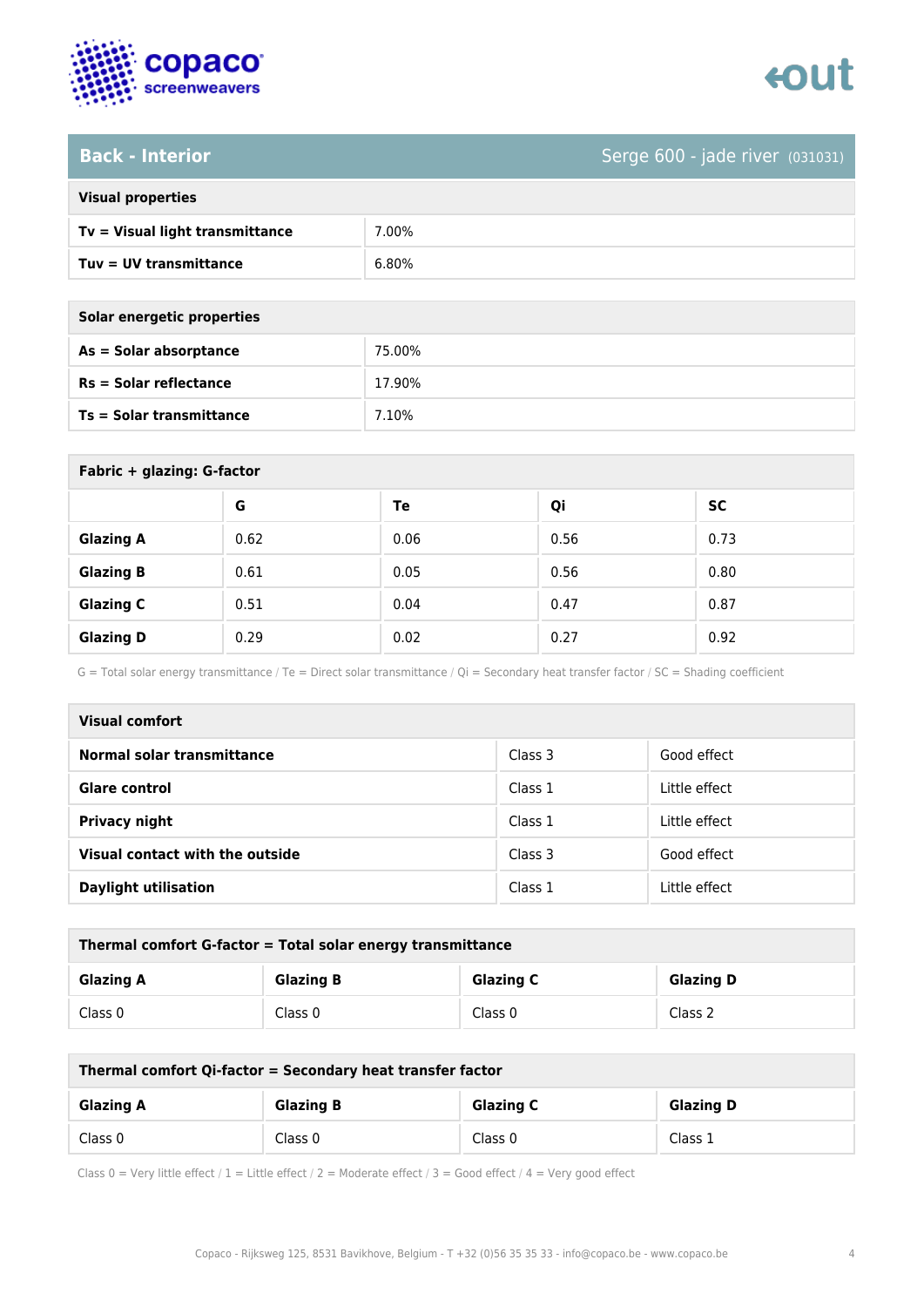## Back - Interior

Serge 600 - jade river (031031)

| Visual properties | |
|---|---|
| **Tv = Visual light transmittance** | 7.00% |
| **Tuv = UV transmittance** | 6.80% |

| Solar energetic properties | |
|---|---|
| **As = Solar absorptance** | 75.00% |
| **Rs = Solar reflectance** | 17.90% |
| **Ts = Solar transmittance** | 7.10% |

**Fabric + glazing: G-factor**

| | G | Te | Qi | SC |
|---|---|---|---|---|
| **Glazing A** | 0.62 | 0.06 | 0.56 | 0.73 |
| **Glazing B** | 0.61 | 0.05 | 0.56 | 0.80 |
| **Glazing C** | 0.51 | 0.04 | 0.47 | 0.87 |
| **Glazing D** | 0.29 | 0.02 | 0.27 | 0.92 |

G = Total solar energy transmittance / Te = Direct solar transmittance / Qi = Secondary heat transfer factor / SC = Shading coefficient

| Visual comfort | | |
|---|---|---|
| **Normal solar transmittance** | Class 3 | Good effect |
| **Glare control** | Class 1 | Little effect |
| **Privacy night** | Class 1 | Little effect |
| **Visual contact with the outside** | Class 3 | Good effect |
| **Daylight utilisation** | Class 1 | Little effect |

**Thermal comfort G-factor = Total solar energy transmittance**

| Glazing A | Glazing B | Glazing C | Glazing D |
|---|---|---|---|
| Class 0 | Class 0 | Class 0 | Class 2 |

**Thermal comfort Qi-factor = Secondary heat transfer factor**

| Glazing A | Glazing B | Glazing C | Glazing D |
|---|---|---|---|
| Class 0 | Class 0 | Class 0 | Class 1 |

Class 0 = Very little effect / 1 = Little effect / 2 = Moderate effect / 3 = Good effect / 4 = Very good effect

Copaco - Rijksweg 125, 8531 Bavikhove, Belgium - T +32 (0)56 35 35 33 - info@copaco.be - www.copaco.be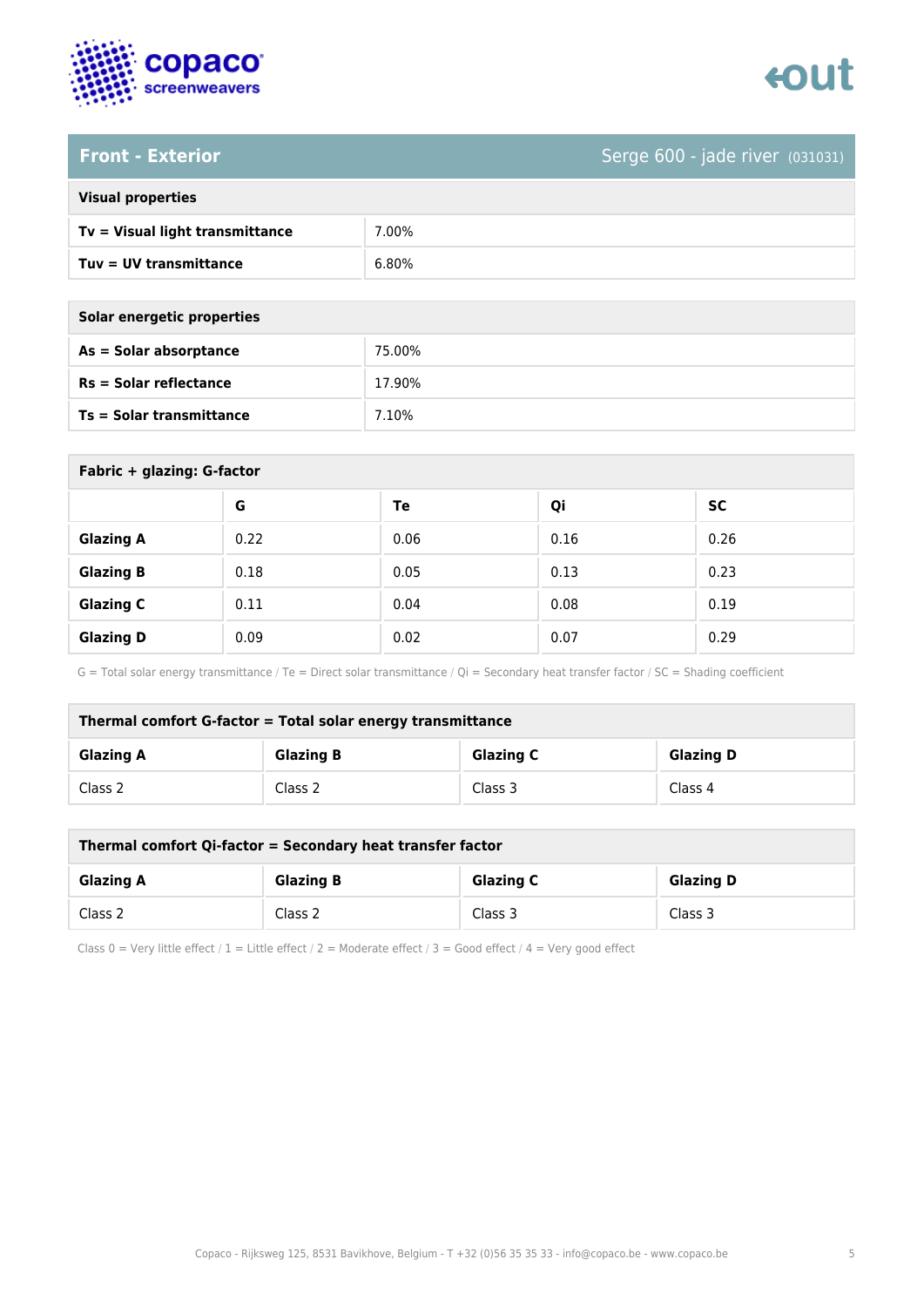## Front - Exterior

Serge 600 - jade river (031031)

| Visual properties | |
|---|---|
| **Tv = Visual light transmittance** | 7.00% |
| **Tuv = UV transmittance** | 6.80% |

| Solar energetic properties | |
|---|---|
| **As = Solar absorptance** | 75.00% |
| **Rs = Solar reflectance** | 17.90% |
| **Ts = Solar transmittance** | 7.10% |

**Fabric + glazing: G-factor**

| | G | Te | Qi | SC |
|---|---|---|---|---|
| **Glazing A** | 0.22 | 0.06 | 0.16 | 0.26 |
| **Glazing B** | 0.18 | 0.05 | 0.13 | 0.23 |
| **Glazing C** | 0.11 | 0.04 | 0.08 | 0.19 |
| **Glazing D** | 0.09 | 0.02 | 0.07 | 0.29 |

G = Total solar energy transmittance / Te = Direct solar transmittance / Qi = Secondary heat transfer factor / SC = Shading coefficient

**Thermal comfort G-factor = Total solar energy transmittance**

| Glazing A | Glazing B | Glazing C | Glazing D |
|---|---|---|---|
| Class 2 | Class 2 | Class 3 | Class 4 |

**Thermal comfort Qi-factor = Secondary heat transfer factor**

| Glazing A | Glazing B | Glazing C | Glazing D |
|---|---|---|---|
| Class 2 | Class 2 | Class 3 | Class 3 |

Class 0 = Very little effect / 1 = Little effect / 2 = Moderate effect / 3 = Good effect / 4 = Very good effect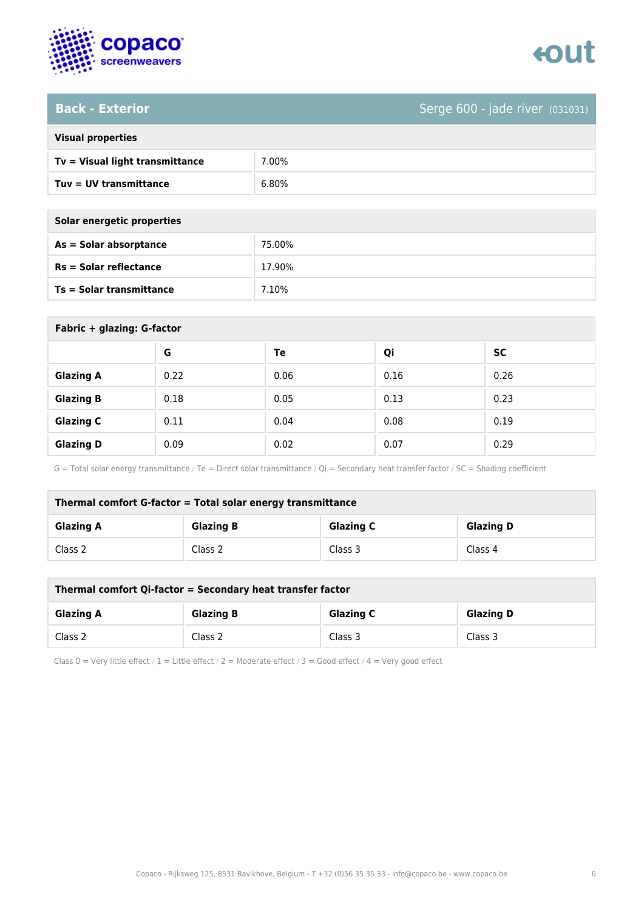## Back - Exterior

Serge 600 - jade river (031031)

| Visual properties | |
|---|---|
| **Tv = Visual light transmittance** | 7.00% |
| **Tuv = UV transmittance** | 6.80% |

| Solar energetic properties | |
|---|---|
| **As = Solar absorptance** | 75.00% |
| **Rs = Solar reflectance** | 17.90% |
| **Ts = Solar transmittance** | 7.10% |

**Fabric + glazing: G-factor**

| | G | Te | Qi | SC |
|---|---|---|---|---|
| **Glazing A** | 0.22 | 0.06 | 0.16 | 0.26 |
| **Glazing B** | 0.18 | 0.05 | 0.13 | 0.23 |
| **Glazing C** | 0.11 | 0.04 | 0.08 | 0.19 |
| **Glazing D** | 0.09 | 0.02 | 0.07 | 0.29 |

G = Total solar energy transmittance / Te = Direct solar transmittance / Qi = Secondary heat transfer factor / SC = Shading coefficient

**Thermal comfort G-factor = Total solar energy transmittance**

| Glazing A | Glazing B | Glazing C | Glazing D |
|---|---|---|---|
| Class 2 | Class 2 | Class 3 | Class 4 |

**Thermal comfort Qi-factor = Secondary heat transfer factor**

| Glazing A | Glazing B | Glazing C | Glazing D |
|---|---|---|---|
| Class 2 | Class 2 | Class 3 | Class 3 |

Class 0 = Very little effect / 1 = Little effect / 2 = Moderate effect / 3 = Good effect / 4 = Very good effect

Copaco - Rijksweg 125, 8531 Bavikhove, Belgium - T +32 (0)56 35 35 33 - info@copaco.be - www.copaco.be